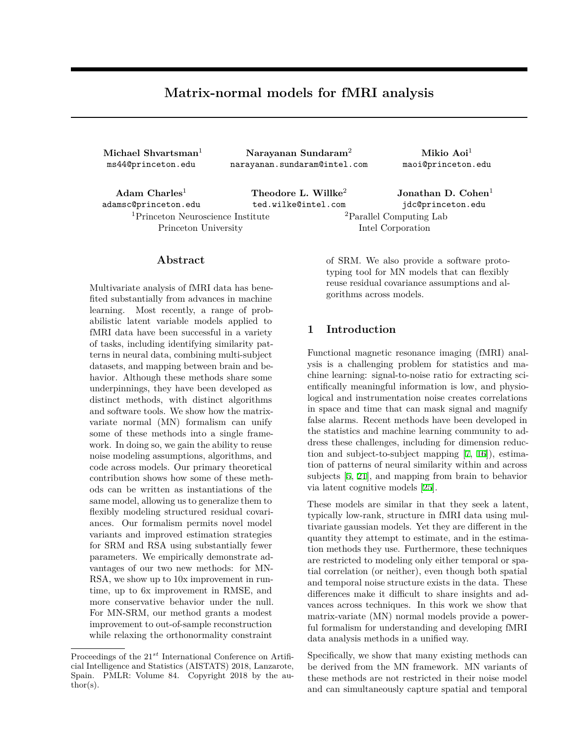# Matrix-normal models for fMRI analysis

**Michael Shvartsman**[1]
ms44@princeton.edu

**Narayanan Sundaram**[2]
narayanan.sundaram@intel.com

**Mikio Aoi**[1]
maoi@princeton.edu

**Adam Charles**[1]
adamsc@princeton.edu

**Theodore L. Willke**[2]
ted.wilke@intel.com

**Jonathan D. Cohen**[1]
jdc@princeton.edu

[1]Princeton Neuroscience Institute, Princeton University

[2]Parallel Computing Lab, Intel Corporation

## Abstract

Multivariate analysis of fMRI data has benefited substantially from advances in machine learning. Most recently, a range of probabilistic latent variable models applied to fMRI data have been successful in a variety of tasks, including identifying similarity patterns in neural data, combining multi-subject datasets, and mapping between brain and behavior. Although these methods share some underpinnings, they have been developed as distinct methods, with distinct algorithms and software tools. We show how the matrix-variate normal (MN) formalism can unify some of these methods into a single framework. In doing so, we gain the ability to reuse noise modeling assumptions, algorithms, and code across models. Our primary theoretical contribution shows how some of these methods can be written as instantiations of the same model, allowing us to generalize them to flexibly modeling structured residual covariances. Our formalism permits novel model variants and improved estimation strategies for SRM and RSA using substantially fewer parameters. We empirically demonstrate advantages of our two new methods: for MN-RSA, we show up to 10x improvement in runtime, up to 6x improvement in RMSE, and more conservative behavior under the null. For MN-SRM, our method grants a modest improvement to out-of-sample reconstruction while relaxing the orthonormality constraint of SRM. We also provide a software prototyping tool for MN models that can flexibly reuse residual covariance assumptions and algorithms across models.

## 1 Introduction

Functional magnetic resonance imaging (fMRI) analysis is a challenging problem for statistics and machine learning: signal-to-noise ratio for extracting scientifically meaningful information is low, and physiological and instrumentation noise creates correlations in space and time that can mask signal and magnify false alarms. Recent methods have been developed in the statistics and machine learning community to address these challenges, including for dimension reduction and subject-to-subject mapping [7, 16]), estimation of patterns of neural similarity within and across subjects [6, 21], and mapping from brain to behavior via latent cognitive models [25].

These models are similar in that they seek a latent, typically low-rank, structure in fMRI data using multivariate gaussian models. Yet they are different in the quantity they attempt to estimate, and in the estimation methods they use. Furthermore, these techniques are restricted to modeling only either temporal or spatial correlation (or neither), even though both spatial and temporal noise structure exists in the data. These differences make it difficult to share insights and advances across techniques. In this work we show that matrix-variate (MN) normal models provide a powerful formalism for understanding and developing fMRI data analysis methods in a unified way.

Specifically, we show that many existing methods can be derived from the MN framework. MN variants of these methods are not restricted in their noise model and can simultaneously capture spatial and temporal

---

Proceedings of the $21^{st}$ International Conference on Artificial Intelligence and Statistics (AISTATS) 2018, Lanzarote, Spain. PMLR: Volume 84. Copyright 2018 by the author(s).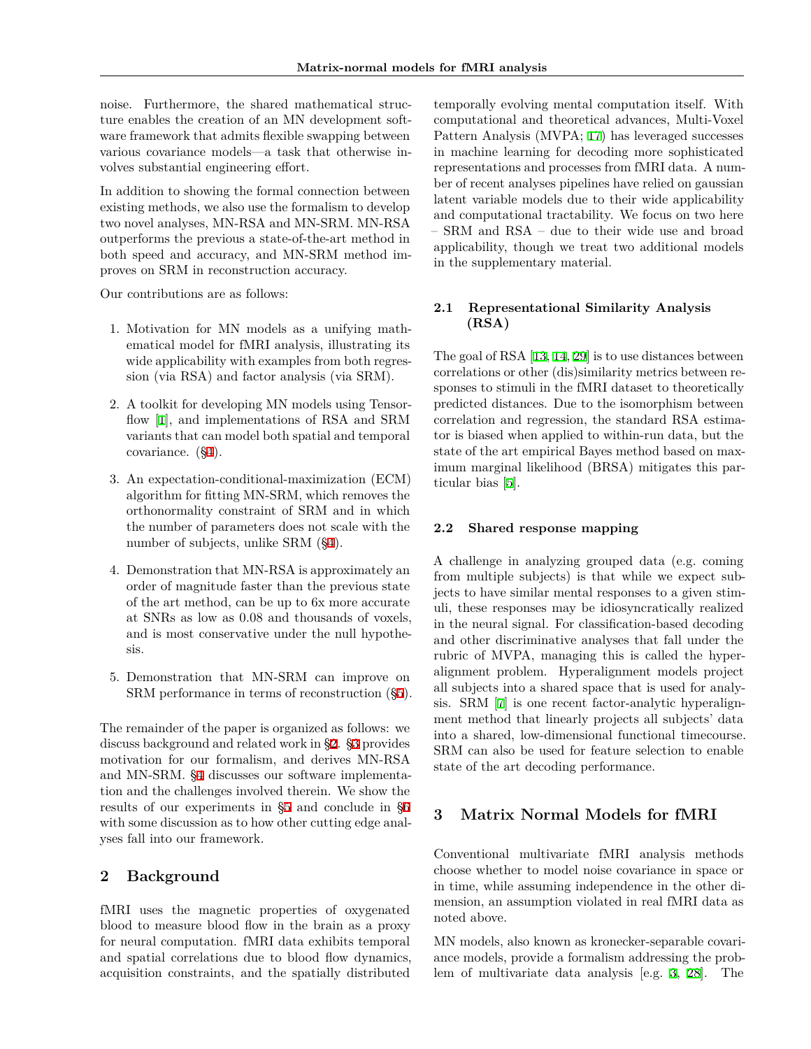noise. Furthermore, the shared mathematical structure enables the creation of an MN development software framework that admits flexible swapping between various covariance models—a task that otherwise involves substantial engineering effort.

In addition to showing the formal connection between existing methods, we also use the formalism to develop two novel analyses, MN-RSA and MN-SRM. MN-RSA outperforms the previous a state-of-the-art method in both speed and accuracy, and MN-SRM method improves on SRM in reconstruction accuracy.

Our contributions are as follows:

1. Motivation for MN models as a unifying mathematical model for fMRI analysis, illustrating its wide applicability with examples from both regression (via RSA) and factor analysis (via SRM).

2. A toolkit for developing MN models using Tensorflow [1], and implementations of RSA and SRM variants that can model both spatial and temporal covariance. (§4).

3. An expectation-conditional-maximization (ECM) algorithm for fitting MN-SRM, which removes the orthonormality constraint of SRM and in which the number of parameters does not scale with the number of subjects, unlike SRM (§4).

4. Demonstration that MN-RSA is approximately an order of magnitude faster than the previous state of the art method, can be up to 6x more accurate at SNRs as low as 0.08 and thousands of voxels, and is most conservative under the null hypothesis.

5. Demonstration that MN-SRM can improve on SRM performance in terms of reconstruction (§5).

The remainder of the paper is organized as follows: we discuss background and related work in §2. §3 provides motivation for our formalism, and derives MN-RSA and MN-SRM. §4 discusses our software implementation and the challenges involved therein. We show the results of our experiments in §5 and conclude in §6 with some discussion as to how other cutting edge analyses fall into our framework.

## 2 Background

fMRI uses the magnetic properties of oxygenated blood to measure blood flow in the brain as a proxy for neural computation. fMRI data exhibits temporal and spatial correlations due to blood flow dynamics, acquisition constraints, and the spatially distributed temporally evolving mental computation itself. With computational and theoretical advances, Multi-Voxel Pattern Analysis (MVPA; [17]) has leveraged successes in machine learning for decoding more sophisticated representations and processes from fMRI data. A number of recent analyses pipelines have relied on gaussian latent variable models due to their wide applicability and computational tractability. We focus on two here – SRM and RSA – due to their wide use and broad applicability, though we treat two additional models in the supplementary material.

### 2.1 Representational Similarity Analysis (RSA)

The goal of RSA [13, 14, 29] is to use distances between correlations or other (dis)similarity metrics between responses to stimuli in the fMRI dataset to theoretically predicted distances. Due to the isomorphism between correlation and regression, the standard RSA estimator is biased when applied to within-run data, but the state of the art empirical Bayes method based on maximum marginal likelihood (BRSA) mitigates this particular bias [5].

### 2.2 Shared response mapping

A challenge in analyzing grouped data (e.g. coming from multiple subjects) is that while we expect subjects to have similar mental responses to a given stimuli, these responses may be idiosyncratically realized in the neural signal. For classification-based decoding and other discriminative analyses that fall under the rubric of MVPA, managing this is called the hyperalignment problem. Hyperalignment models project all subjects into a shared space that is used for analysis. SRM [7] is one recent factor-analytic hyperalignment method that linearly projects all subjects' data into a shared, low-dimensional functional timecourse. SRM can also be used for feature selection to enable state of the art decoding performance.

## 3 Matrix Normal Models for fMRI

Conventional multivariate fMRI analysis methods choose whether to model noise covariance in space or in time, while assuming independence in the other dimension, an assumption violated in real fMRI data as noted above.

MN models, also known as kronecker-separable covariance models, provide a formalism addressing the problem of multivariate data analysis [e.g. 3, 28]. The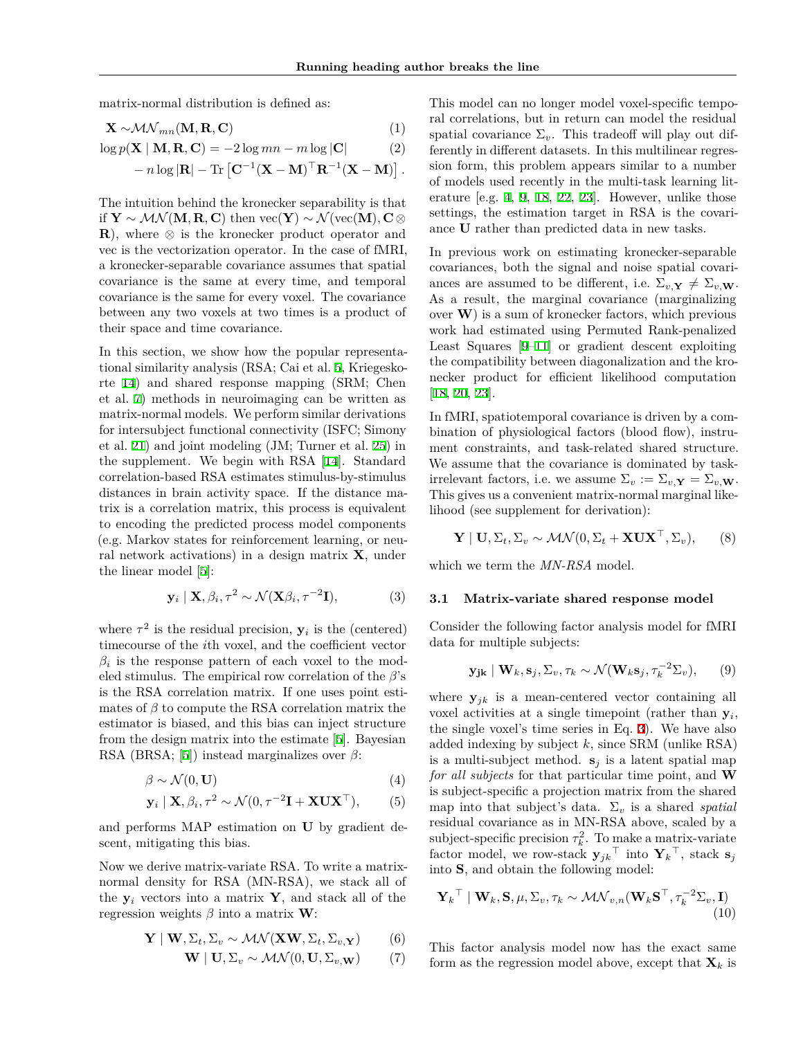matrix-normal distribution is defined as:

$$
\begin{aligned}
\mathbf{X} \sim & \mathcal{MN}_{mn}(\mathbf{M}, \mathbf{R}, \mathbf{C}) & (1)\\
\log p(\mathbf{X} \mid \mathbf{M}, \mathbf{R}, \mathbf{C}) = & -2\log mn - m\log|\mathbf{C}| & (2)\\
& - n\log|\mathbf{R}| - \mathrm{Tr}\left[\mathbf{C}^{-1}(\mathbf{X}-\mathbf{M})^\top\mathbf{R}^{-1}(\mathbf{X}-\mathbf{M})\right].
\end{aligned}
$$

The intuition behind the kronecker separability is that if $\mathbf{Y} \sim \mathcal{MN}(\mathbf{M}, \mathbf{R}, \mathbf{C})$ then $\mathrm{vec}(\mathbf{Y}) \sim \mathcal{N}(\mathrm{vec}(\mathbf{M}), \mathbf{C} \otimes \mathbf{R})$, where $\otimes$ is the kronecker product operator and vec is the vectorization operator. In the case of fMRI, a kronecker-separable covariance assumes that spatial covariance is the same at every time, and temporal covariance is the same for every voxel. The covariance between any two voxels at two times is a product of their space and time covariance.

In this section, we show how the popular representational similarity analysis (RSA; Cai et al. 5, Kriegeskorte 14) and shared response mapping (SRM; Chen et al. 7) methods in neuroimaging can be written as matrix-normal models. We perform similar derivations for intersubject functional connectivity (ISFC; Simony et al. 21) and joint modeling (JM; Turner et al. 25) in the supplement. We begin with RSA [14]. Standard correlation-based RSA estimates stimulus-by-stimulus distances in brain activity space. If the distance matrix is a correlation matrix, this process is equivalent to encoding the predicted process model components (e.g. Markov states for reinforcement learning, or neural network activations) in a design matrix $\mathbf{X}$, under the linear model [5]:

$$
\mathbf{y}_i \mid \mathbf{X}, \beta_i, \tau^2 \sim \mathcal{N}(\mathbf{X}\beta_i, \tau^{-2}\mathbf{I}), \quad (3)
$$

where $\tau^2$ is the residual precision, $\mathbf{y}_i$ is the (centered) timecourse of the $i$th voxel, and the coefficient vector $\beta_i$ is the response pattern of each voxel to the modeled stimulus. The empirical row correlation of the $\beta$'s is the RSA correlation matrix. If one uses point estimates of $\beta$ to compute the RSA correlation matrix the estimator is biased, and this bias can inject structure from the design matrix into the estimate [5]. Bayesian RSA (BRSA; [5]) instead marginalizes over $\beta$:

$$
\begin{aligned}
\beta &\sim \mathcal{N}(0, \mathbf{U}) & (4)\\
\mathbf{y}_i \mid \mathbf{X}, \beta_i, \tau^2 &\sim \mathcal{N}(0, \tau^{-2}\mathbf{I} + \mathbf{X}\mathbf{U}\mathbf{X}^\top), & (5)
\end{aligned}
$$

and performs MAP estimation on $\mathbf{U}$ by gradient descent, mitigating this bias.

Now we derive matrix-variate RSA. To write a matrix-normal density for RSA (MN-RSA), we stack all of the $\mathbf{y}_i$ vectors into a matrix $\mathbf{Y}$, and stack all of the regression weights $\beta$ into a matrix $\mathbf{W}$:

$$
\begin{aligned}
\mathbf{Y} \mid \mathbf{W}, \Sigma_t, \Sigma_v &\sim \mathcal{MN}(\mathbf{X}\mathbf{W}, \Sigma_t, \Sigma_{v,\mathbf{Y}}) & (6)\\
\mathbf{W} \mid \mathbf{U}, \Sigma_v &\sim \mathcal{MN}(0, \mathbf{U}, \Sigma_{v,\mathbf{W}}) & (7)
\end{aligned}
$$

This model can no longer model voxel-specific temporal correlations, but in return can model the residual spatial covariance $\Sigma_v$. This tradeoff will play out differently in different datasets. In this multilinear regression form, this problem appears similar to a number of models used recently in the multi-task learning literature [e.g. 4, 9, 18, 22, 23]. However, unlike those settings, the estimation target in RSA is the covariance $\mathbf{U}$ rather than predicted data in new tasks.

In previous work on estimating kronecker-separable covariances, both the signal and noise spatial covariances are assumed to be different, i.e. $\Sigma_{v,\mathbf{Y}} \neq \Sigma_{v,\mathbf{W}}$. As a result, the marginal covariance (marginalizing over $\mathbf{W}$) is a sum of kronecker factors, which previous work had estimated using Permuted Rank-penalized Least Squares [9–11] or gradient descent exploiting the compatibility between diagonalization and the kronecker product for efficient likelihood computation [18, 20, 23].

In fMRI, spatiotemporal covariance is driven by a combination of physiological factors (blood flow), instrument constraints, and task-related shared structure. We assume that the covariance is dominated by task-irrelevant factors, i.e. we assume $\Sigma_v := \Sigma_{v,\mathbf{Y}} = \Sigma_{v,\mathbf{W}}$. This gives us a convenient matrix-normal marginal likelihood (see supplement for derivation):

$$
\mathbf{Y} \mid \mathbf{U}, \Sigma_t, \Sigma_v \sim \mathcal{MN}(0, \Sigma_t + \mathbf{X}\mathbf{U}\mathbf{X}^\top, \Sigma_v), \quad (8)
$$

which we term the *MN-RSA* model.

### 3.1 Matrix-variate shared response model

Consider the following factor analysis model for fMRI data for multiple subjects:

$$
\mathbf{y_{jk}} \mid \mathbf{W}_k, \mathbf{s}_j, \Sigma_v, \tau_k \sim \mathcal{N}(\mathbf{W}_k\mathbf{s}_j, \tau_k^{-2}\Sigma_v), \quad (9)
$$

where $\mathbf{y}_{jk}$ is a mean-centered vector containing all voxel activities at a single timepoint (rather than $\mathbf{y}_i$, the single voxel's time series in Eq. 3). We have also added indexing by subject $k$, since SRM (unlike RSA) is a multi-subject method. $\mathbf{s}_j$ is a latent spatial map *for all subjects* for that particular time point, and $\mathbf{W}$ is subject-specific a projection matrix from the shared map into that subject's data. $\Sigma_v$ is a shared *spatial* residual covariance as in MN-RSA above, scaled by a subject-specific precision $\tau_k^2$. To make a matrix-variate factor model, we row-stack $\mathbf{y}_{jk}{}^\top$ into $\mathbf{Y}_k{}^\top$, stack $\mathbf{s}_j$ into $\mathbf{S}$, and obtain the following model:

$$
\mathbf{Y}_k{}^\top \mid \mathbf{W}_k, \mathbf{S}, \mu, \Sigma_v, \tau_k \sim \mathcal{MN}_{v,n}(\mathbf{W}_k\mathbf{S}^\top, \tau_k^{-2}\Sigma_v, \mathbf{I}) \quad (10)
$$

This factor analysis model now has the exact same form as the regression model above, except that $\mathbf{X}_k$ is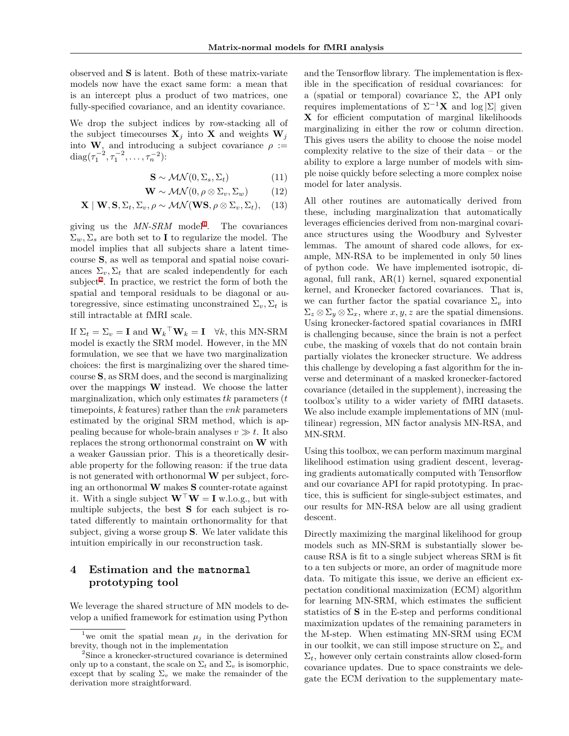observed and $\mathbf{S}$ is latent. Both of these matrix-variate models now have the exact same form: a mean that is an intercept plus a product of two matrices, one fully-specified covariance, and an identity covariance.

We drop the subject indices by row-stacking all of the subject timecourses $\mathbf{X}_j$ into $\mathbf{X}$ and weights $\mathbf{W}_j$ into $\mathbf{W}$, and introducing a subject covariance $\rho := \operatorname{diag}(\tau_1^{-2}, \tau_1^{-2}, \ldots, \tau_n^{-2})$:

$$\mathbf{S} \sim \mathcal{MN}(0, \Sigma_s, \Sigma_t) \tag{11}$$

$$\mathbf{W} \sim \mathcal{MN}(0, \rho \otimes \Sigma_v, \Sigma_w) \tag{12}$$

$$\mathbf{X} \mid \mathbf{W}, \mathbf{S}, \Sigma_t, \Sigma_v, \rho \sim \mathcal{MN}(\mathbf{WS}, \rho \otimes \Sigma_v, \Sigma_t), \tag{13}$$

giving us the *MN-SRM* model[1]. The covariances $\Sigma_w, \Sigma_s$ are both set to $\mathbf{I}$ to regularize the model. The model implies that all subjects share a latent timecourse $\mathbf{S}$, as well as temporal and spatial noise covariances $\Sigma_v, \Sigma_t$ that are scaled independently for each subject[2]. In practice, we restrict the form of both the spatial and temporal residuals to be diagonal or autoregressive, since estimating unconstrained $\Sigma_v, \Sigma_t$ is still intractable at fMRI scale.

If $\Sigma_t = \Sigma_v = \mathbf{I}$ and $\mathbf{W}_k{}^\top \mathbf{W}_k = \mathbf{I} \quad \forall k$, this MN-SRM model is exactly the SRM model. However, in the MN formulation, we see that we have two marginalization choices: the first is marginalizing over the shared timecourse $\mathbf{S}$, as SRM does, and the second is marginalizing over the mappings $\mathbf{W}$ instead. We choose the latter marginalization, which only estimates $tk$ parameters ($t$ timepoints, $k$ features) rather than the $vnk$ parameters estimated by the original SRM method, which is appealing because for whole-brain analyses $v \gg t$. It also replaces the strong orthonormal constraint on $\mathbf{W}$ with a weaker Gaussian prior. This is a theoretically desirable property for the following reason: if the true data is not generated with orthonormal $\mathbf{W}$ per subject, forcing an orthonormal $\mathbf{W}$ makes $\mathbf{S}$ counter-rotate against it. With a single subject $\mathbf{W}^\top \mathbf{W} = \mathbf{I}$ w.l.o.g., but with multiple subjects, the best $\mathbf{S}$ for each subject is rotated differently to maintain orthonormality for that subject, giving a worse group $\mathbf{S}$. We later validate this intuition empirically in our reconstruction task.

## 4 Estimation and the `matnormal` prototyping tool

We leverage the shared structure of MN models to develop a unified framework for estimation using Python and the Tensorflow library. The implementation is flexible in the specification of residual covariances: for a (spatial or temporal) covariance $\Sigma$, the API only requires implementations of $\Sigma^{-1}\mathbf{X}$ and $\log|\Sigma|$ given $\mathbf{X}$ for efficient computation of marginal likelihoods marginalizing in either the row or column direction. This gives users the ability to choose the noise model complexity relative to the size of their data – or the ability to explore a large number of models with simple noise quickly before selecting a more complex noise model for later analysis.

All other routines are automatically derived from these, including marginalization that automatically leverages efficiencies derived from non-marginal covariance structures using the Woodbury and Sylvester lemmas. The amount of shared code allows, for example, MN-RSA to be implemented in only 50 lines of python code. We have implemented isotropic, diagonal, full rank, AR(1) kernel, squared exponential kernel, and Kronecker factored covariances. That is, we can further factor the spatial covariance $\Sigma_v$ into $\Sigma_z \otimes \Sigma_y \otimes \Sigma_x$, where $x, y, z$ are the spatial dimensions. Using kronecker-factored spatial covariances in fMRI is challenging because, since the brain is not a perfect cube, the masking of voxels that do not contain brain partially violates the kronecker structure. We address this challenge by developing a fast algorithm for the inverse and determinant of a masked kronecker-factored covariance (detailed in the supplement), increasing the toolbox's utility to a wider variety of fMRI datasets. We also include example implementations of MN (multilinear) regression, MN factor analysis MN-RSA, and MN-SRM.

Using this toolbox, we can perform maximum marginal likelihood estimation using gradient descent, leveraging gradients automatically computed with Tensorflow and our covariance API for rapid prototyping. In practice, this is sufficient for single-subject estimates, and our results for MN-RSA below are all using gradient descent.

Directly maximizing the marginal likelihood for group models such as MN-SRM is substantially slower because RSA is fit to a single subject whereas SRM is fit to a ten subjects or more, an order of magnitude more data. To mitigate this issue, we derive an efficient expectation conditional maximization (ECM) algorithm for learning MN-SRM, which estimates the sufficient statistics of $\mathbf{S}$ in the E-step and performs conditional maximization updates of the remaining parameters in the M-step. When estimating MN-SRM using ECM in our toolkit, we can still impose structure on $\Sigma_v$ and $\Sigma_t$, however only certain constraints allow closed-form covariance updates. Due to space constraints we delegate the ECM derivation to the supplementary mate-

[1] we omit the spatial mean $\mu_j$ in the derivation for brevity, though not in the implementation

[2] Since a kronecker-structured covariance is determined only up to a constant, the scale on $\Sigma_t$ and $\Sigma_v$ is isomorphic, except that by scaling $\Sigma_v$ we make the remainder of the derivation more straightforward.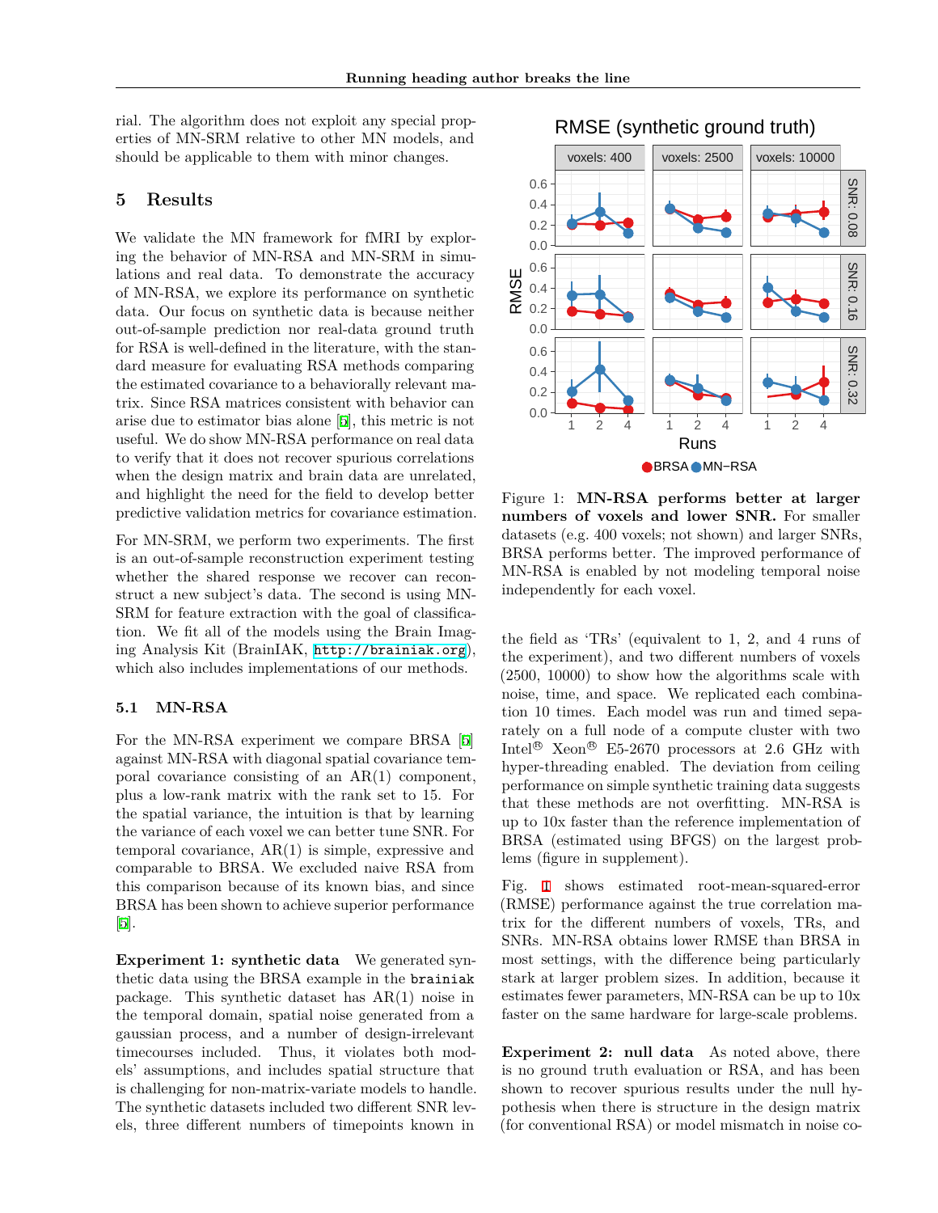rial. The algorithm does not exploit any special properties of MN-SRM relative to other MN models, and should be applicable to them with minor changes.

# 5 Results

We validate the MN framework for fMRI by exploring the behavior of MN-RSA and MN-SRM in simulations and real data. To demonstrate the accuracy of MN-RSA, we explore its performance on synthetic data. Our focus on synthetic data is because neither out-of-sample prediction nor real-data ground truth for RSA is well-defined in the literature, with the standard measure for evaluating RSA methods comparing the estimated covariance to a behaviorally relevant matrix. Since RSA matrices consistent with behavior can arise due to estimator bias alone [5], this metric is not useful. We do show MN-RSA performance on real data to verify that it does not recover spurious correlations when the design matrix and brain data are unrelated, and highlight the need for the field to develop better predictive validation metrics for covariance estimation.

For MN-SRM, we perform two experiments. The first is an out-of-sample reconstruction experiment testing whether the shared response we recover can reconstruct a new subject's data. The second is using MN-SRM for feature extraction with the goal of classification. We fit all of the models using the Brain Imaging Analysis Kit (BrainIAK, `http://brainiak.org`), which also includes implementations of our methods.

## 5.1 MN-RSA

For the MN-RSA experiment we compare BRSA [5] against MN-RSA with diagonal spatial covariance temporal covariance consisting of an AR(1) component, plus a low-rank matrix with the rank set to 15. For the spatial variance, the intuition is that by learning the variance of each voxel we can better tune SNR. For temporal covariance, AR(1) is simple, expressive and comparable to BRSA. We excluded naive RSA from this comparison because of its known bias, and since BRSA has been shown to achieve superior performance [5].

**Experiment 1: synthetic data** We generated synthetic data using the BRSA example in the `brainiak` package. This synthetic dataset has AR(1) noise in the temporal domain, spatial noise generated from a gaussian process, and a number of design-irrelevant timecourses included. Thus, it violates both models' assumptions, and includes spatial structure that is challenging for non-matrix-variate models to handle. The synthetic datasets included two different SNR levels, three different numbers of timepoints known in the field as 'TRs' (equivalent to 1, 2, and 4 runs of the experiment), and two different numbers of voxels (2500, 10000) to show how the algorithms scale with noise, time, and space. We replicated each combination 10 times. Each model was run and timed separately on a full node of a compute cluster with two Intel® Xeon® E5-2670 processors at 2.6 GHz with hyper-threading enabled. The deviation from ceiling performance on simple synthetic training data suggests that these methods are not overfitting. MN-RSA is up to 10x faster than the reference implementation of BRSA (estimated using BFGS) on the largest problems (figure in supplement).

Figure 1: **MN-RSA performs better at larger numbers of voxels and lower SNR.** For smaller datasets (e.g. 400 voxels; not shown) and larger SNRs, BRSA performs better. The improved performance of MN-RSA is enabled by not modeling temporal noise independently for each voxel.

Fig. 1 shows estimated root-mean-squared-error (RMSE) performance against the true correlation matrix for the different numbers of voxels, TRs, and SNRs. MN-RSA obtains lower RMSE than BRSA in most settings, with the difference being particularly stark at larger problem sizes. In addition, because it estimates fewer parameters, MN-RSA can be up to 10x faster on the same hardware for large-scale problems.

**Experiment 2: null data** As noted above, there is no ground truth evaluation or RSA, and has been shown to recover spurious results under the null hypothesis when there is structure in the design matrix (for conventional RSA) or model mismatch in noise co-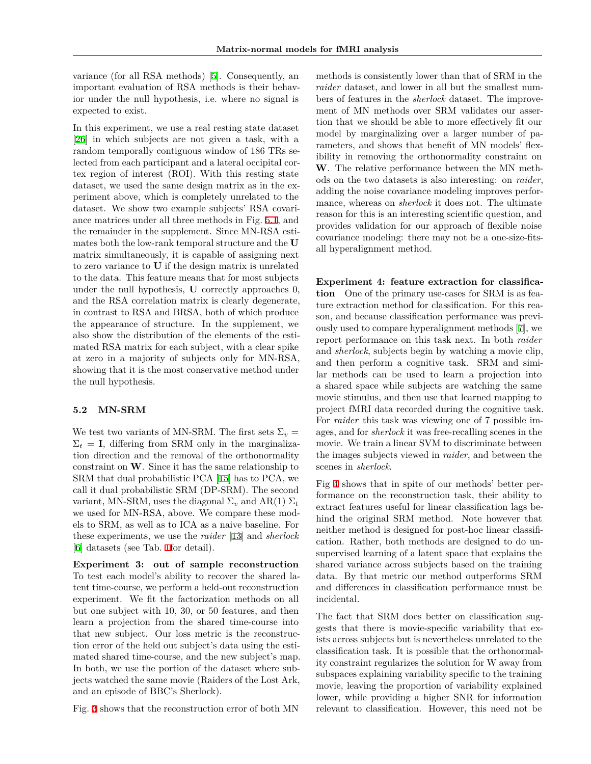variance (for all RSA methods) [5]. Consequently, an important evaluation of RSA methods is their behavior under the null hypothesis, i.e. where no signal is expected to exist.

In this experiment, we use a real resting state dataset [26] in which subjects are not given a task, with a random temporally contiguous window of 186 TRs selected from each participant and a lateral occipital cortex region of interest (ROI). With this resting state dataset, we used the same design matrix as in the experiment above, which is completely unrelated to the dataset. We show two example subjects' RSA covariance matrices under all three methods in Fig. 5.1, and the remainder in the supplement. Since MN-RSA estimates both the low-rank temporal structure and the $\mathbf{U}$ matrix simultaneously, it is capable of assigning next to zero variance to $\mathbf{U}$ if the design matrix is unrelated to the data. This feature means that for most subjects under the null hypothesis, $\mathbf{U}$ correctly approaches 0, and the RSA correlation matrix is clearly degenerate, in contrast to RSA and BRSA, both of which produce the appearance of structure. In the supplement, we also show the distribution of the elements of the estimated RSA matrix for each subject, with a clear spike at zero in a majority of subjects only for MN-RSA, showing that it is the most conservative method under the null hypothesis.

### 5.2 MN-SRM

We test two variants of MN-SRM. The first sets $\Sigma_v = \Sigma_t = \mathbf{I}$, differing from SRM only in the marginalization direction and the removal of the orthonormality constraint on $\mathbf{W}$. Since it has the same relationship to SRM that dual probabilistic PCA [15] has to PCA, we call it dual probabilistic SRM (DP-SRM). The second variant, MN-SRM, uses the diagonal $\Sigma_v$ and AR(1) $\Sigma_t$ we used for MN-RSA, above. We compare these models to SRM, as well as to ICA as a naive baseline. For these experiments, we use the *raider* [13] and *sherlock* [6] datasets (see Tab. 1 for detail).

**Experiment 3: out of sample reconstruction** To test each model's ability to recover the shared latent time-course, we perform a held-out reconstruction experiment. We fit the factorization methods on all but one subject with 10, 30, or 50 features, and then learn a projection from the shared time-course into that new subject. Our loss metric is the reconstruction error of the held out subject's data using the estimated shared time-course, and the new subject's map. In both, we use the portion of the dataset where subjects watched the same movie (Raiders of the Lost Ark, and an episode of BBC's Sherlock).

Fig. 3 shows that the reconstruction error of both MN methods is consistently lower than that of SRM in the *raider* dataset, and lower in all but the smallest numbers of features in the *sherlock* dataset. The improvement of MN methods over SRM validates our assertion that we should be able to more effectively fit our model by marginalizing over a larger number of parameters, and shows that benefit of MN models' flexibility in removing the orthonormality constraint on $\mathbf{W}$. The relative performance between the MN methods on the two datasets is also interesting: on *raider*, adding the noise covariance modeling improves performance, whereas on *sherlock* it does not. The ultimate reason for this is an interesting scientific question, and provides validation for our approach of flexible noise covariance modeling: there may not be a one-size-fits-all hyperalignment method.

**Experiment 4: feature extraction for classification** One of the primary use-cases for SRM is as feature extraction method for classification. For this reason, and because classification performance was previously used to compare hyperalignment methods [7], we report performance on this task next. In both *raider* and *sherlock*, subjects begin by watching a movie clip, and then perform a cognitive task. SRM and similar methods can be used to learn a projection into a shared space while subjects are watching the same movie stimulus, and then use that learned mapping to project fMRI data recorded during the cognitive task. For *raider* this task was viewing one of 7 possible images, and for *sherlock* it was free-recalling scenes in the movie. We train a linear SVM to discriminate between the images subjects viewed in *raider*, and between the scenes in *sherlock*.

Fig 4 shows that in spite of our methods' better performance on the reconstruction task, their ability to extract features useful for linear classification lags behind the original SRM method. Note however that neither method is designed for post-hoc linear classification. Rather, both methods are designed to do unsupervised learning of a latent space that explains the shared variance across subjects based on the training data. By that metric our method outperforms SRM and differences in classification performance must be incidental.

The fact that SRM does better on classification suggests that there is movie-specific variability that exists across subjects but is nevertheless unrelated to the classification task. It is possible that the orthonormality constraint regularizes the solution for W away from subspaces explaining variability specific to the training movie, leaving the proportion of variability explained lower, while providing a higher SNR for information relevant to classification. However, this need not be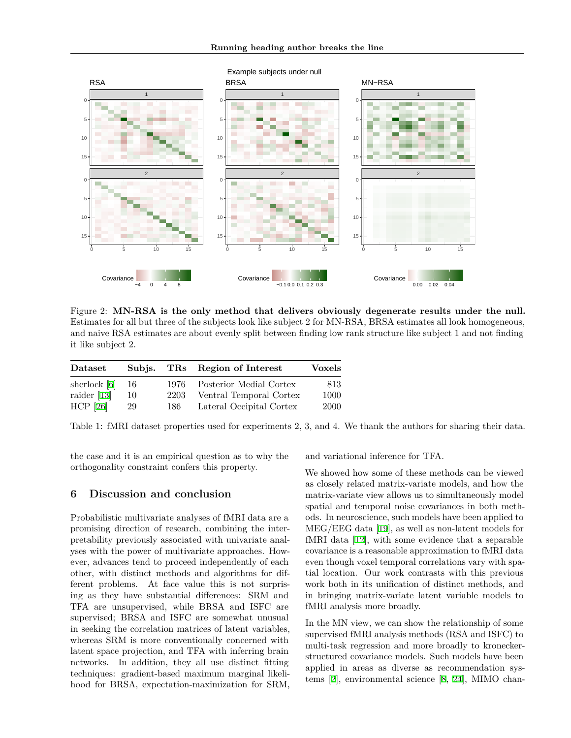Figure 2: **MN-RSA is the only method that delivers obviously degenerate results under the null.** Estimates for all but three of the subjects look like subject 2 for MN-RSA, BRSA estimates all look homogeneous, and naive RSA estimates are about evenly split between finding low rank structure like subject 1 and not finding it like subject 2.

| Dataset | Subjs. | TRs | Region of Interest | Voxels |
|---|---|---|---|---|
| sherlock [6] | 16 | 1976 | Posterior Medial Cortex | 813 |
| raider [13] | 10 | 2203 | Ventral Temporal Cortex | 1000 |
| HCP [26] | 29 | 186 | Lateral Occipital Cortex | 2000 |

Table 1: fMRI dataset properties used for experiments 2, 3, and 4. We thank the authors for sharing their data.

the case and it is an empirical question as to why the orthogonality constraint confers this property.

## 6 Discussion and conclusion

Probabilistic multivariate analyses of fMRI data are a promising direction of research, combining the interpretability previously associated with univariate analyses with the power of multivariate approaches. However, advances tend to proceed independently of each other, with distinct methods and algorithms for different problems. At face value this is not surprising as they have substantial differences: SRM and TFA are unsupervised, while BRSA and ISFC are supervised; BRSA and ISFC are somewhat unusual in seeking the correlation matrices of latent variables, whereas SRM is more conventionally concerned with latent space projection, and TFA with inferring brain networks. In addition, they all use distinct fitting techniques: gradient-based maximum marginal likelihood for BRSA, expectation-maximization for SRM, and variational inference for TFA.

We showed how some of these methods can be viewed as closely related matrix-variate models, and how the matrix-variate view allows us to simultaneously model spatial and temporal noise covariances in both methods. In neuroscience, such models have been applied to MEG/EEG data [19], as well as non-latent models for fMRI data [12], with some evidence that a separable covariance is a reasonable approximation to fMRI data even though voxel temporal correlations vary with spatial location. Our work contrasts with this previous work both in its unification of distinct methods, and in bringing matrix-variate latent variable models to fMRI analysis more broadly.

In the MN view, we can show the relationship of some supervised fMRI analysis methods (RSA and ISFC) to multi-task regression and more broadly to kronecker-structured covariance models. Such models have been applied in areas as diverse as recommendation systems [2], environmental science [8, 24], MIMO chan-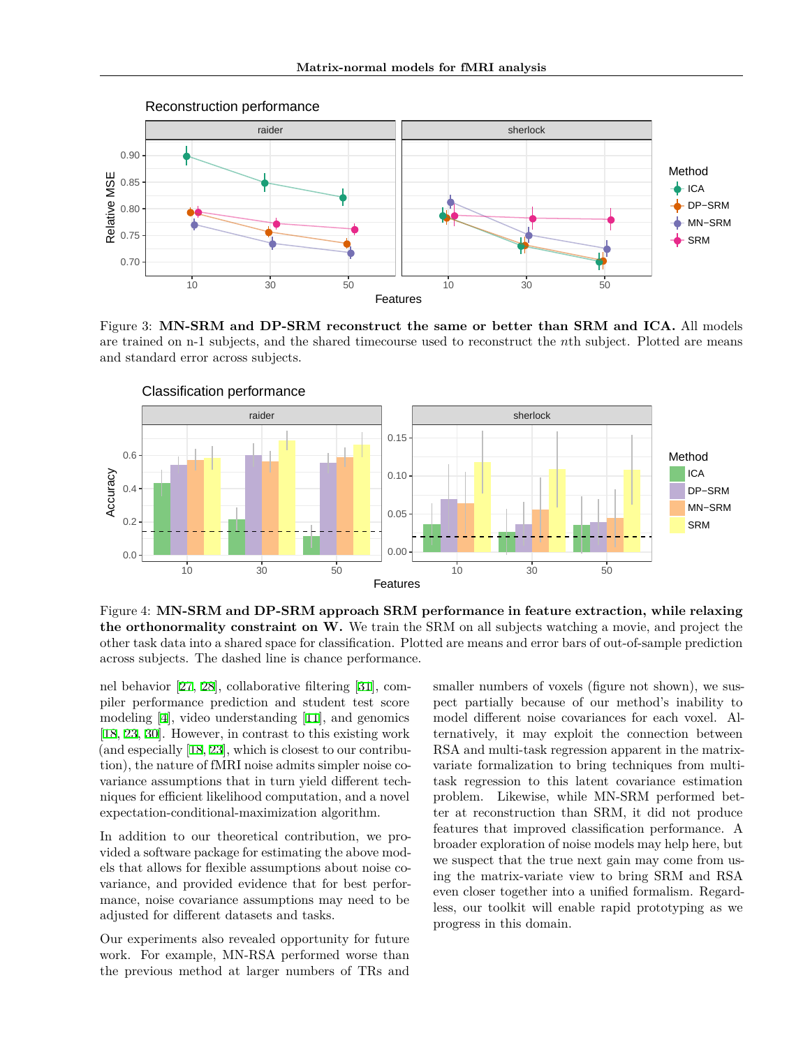Figure 3: **MN-SRM and DP-SRM reconstruct the same or better than SRM and ICA.** All models are trained on n-1 subjects, and the shared timecourse used to reconstruct the $n$th subject. Plotted are means and standard error across subjects.

Figure 4: **MN-SRM and DP-SRM approach SRM performance in feature extraction, while relaxing the orthonormality constraint on W.** We train the SRM on all subjects watching a movie, and project the other task data into a shared space for classification. Plotted are means and error bars of out-of-sample prediction across subjects. The dashed line is chance performance.

nel behavior [27, 28], collaborative filtering [31], compiler performance prediction and student test score modeling [4], video understanding [11], and genomics [18, 23, 30]. However, in contrast to this existing work (and especially [18, 23], which is closest to our contribution), the nature of fMRI noise admits simpler noise covariance assumptions that in turn yield different techniques for efficient likelihood computation, and a novel expectation-conditional-maximization algorithm.

In addition to our theoretical contribution, we provided a software package for estimating the above models that allows for flexible assumptions about noise covariance, and provided evidence that for best performance, noise covariance assumptions may need to be adjusted for different datasets and tasks.

Our experiments also revealed opportunity for future work. For example, MN-RSA performed worse than the previous method at larger numbers of TRs and smaller numbers of voxels (figure not shown), we suspect partially because of our method's inability to model different noise covariances for each voxel. Alternatively, it may exploit the connection between RSA and multi-task regression apparent in the matrix-variate formalization to bring techniques from multi-task regression to this latent covariance estimation problem. Likewise, while MN-SRM performed better at reconstruction than SRM, it did not produce features that improved classification performance. A broader exploration of noise models may help here, but we suspect that the true next gain may come from using the matrix-variate view to bring SRM and RSA even closer together into a unified formalism. Regardless, our toolkit will enable rapid prototyping as we progress in this domain.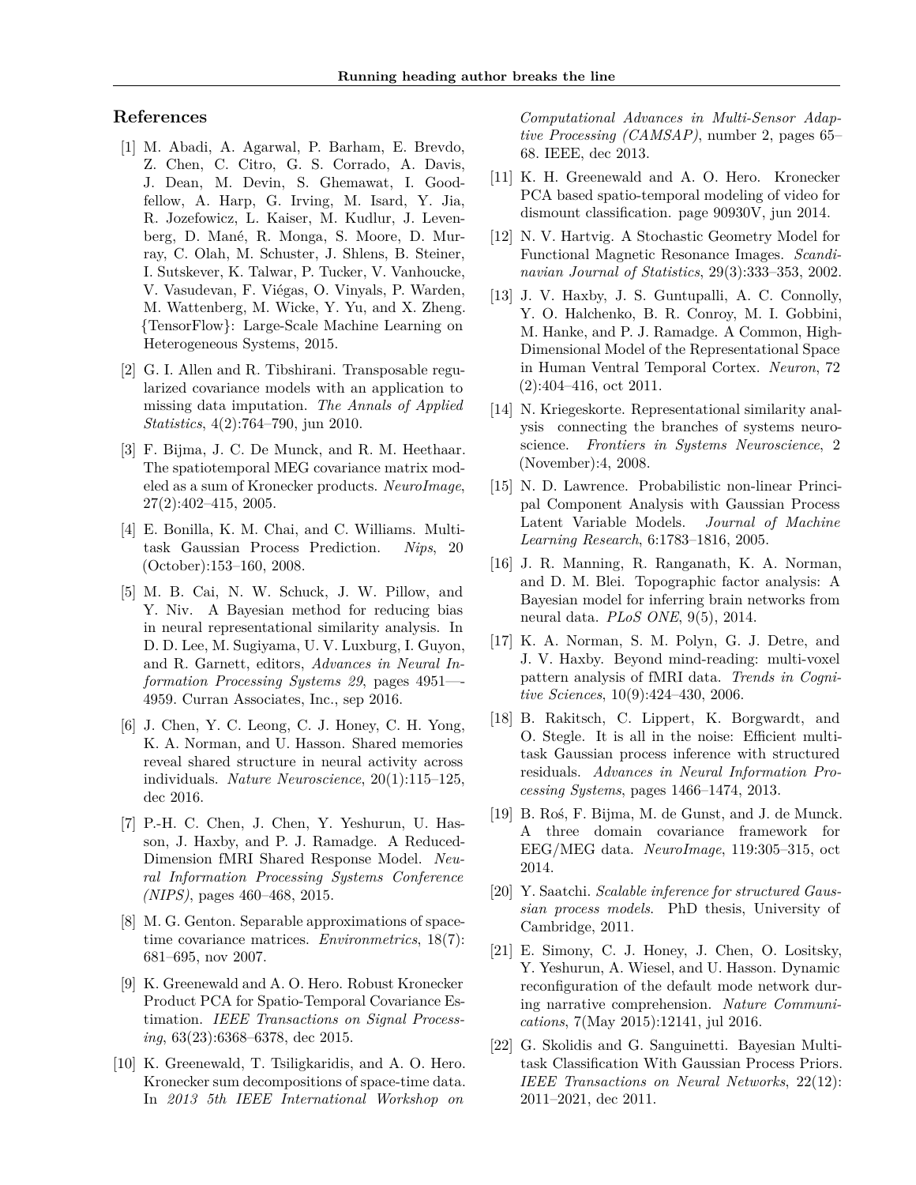## References

[1] M. Abadi, A. Agarwal, P. Barham, E. Brevdo, Z. Chen, C. Citro, G. S. Corrado, A. Davis, J. Dean, M. Devin, S. Ghemawat, I. Goodfellow, A. Harp, G. Irving, M. Isard, Y. Jia, R. Jozefowicz, L. Kaiser, M. Kudlur, J. Levenberg, D. Mané, R. Monga, S. Moore, D. Murray, C. Olah, M. Schuster, J. Shlens, B. Steiner, I. Sutskever, K. Talwar, P. Tucker, V. Vanhoucke, V. Vasudevan, F. Viégas, O. Vinyals, P. Warden, M. Wattenberg, M. Wicke, Y. Yu, and X. Zheng. {TensorFlow}: Large-Scale Machine Learning on Heterogeneous Systems, 2015.

[2] G. I. Allen and R. Tibshirani. Transposable regularized covariance models with an application to missing data imputation. *The Annals of Applied Statistics*, 4(2):764–790, jun 2010.

[3] F. Bijma, J. C. De Munck, and R. M. Heethaar. The spatiotemporal MEG covariance matrix modeled as a sum of Kronecker products. *NeuroImage*, 27(2):402–415, 2005.

[4] E. Bonilla, K. M. Chai, and C. Williams. Multi-task Gaussian Process Prediction. *Nips*, 20 (October):153–160, 2008.

[5] M. B. Cai, N. W. Schuck, J. W. Pillow, and Y. Niv. A Bayesian method for reducing bias in neural representational similarity analysis. In D. D. Lee, M. Sugiyama, U. V. Luxburg, I. Guyon, and R. Garnett, editors, *Advances in Neural Information Processing Systems 29*, pages 4951—-4959. Curran Associates, Inc., sep 2016.

[6] J. Chen, Y. C. Leong, C. J. Honey, C. H. Yong, K. A. Norman, and U. Hasson. Shared memories reveal shared structure in neural activity across individuals. *Nature Neuroscience*, 20(1):115–125, dec 2016.

[7] P.-H. C. Chen, J. Chen, Y. Yeshurun, U. Hasson, J. Haxby, and P. J. Ramadge. A Reduced-Dimension fMRI Shared Response Model. *Neural Information Processing Systems Conference (NIPS)*, pages 460–468, 2015.

[8] M. G. Genton. Separable approximations of space-time covariance matrices. *Environmetrics*, 18(7): 681–695, nov 2007.

[9] K. Greenewald and A. O. Hero. Robust Kronecker Product PCA for Spatio-Temporal Covariance Estimation. *IEEE Transactions on Signal Processing*, 63(23):6368–6378, dec 2015.

[10] K. Greenewald, T. Tsiligkaridis, and A. O. Hero. Kronecker sum decompositions of space-time data. In *2013 5th IEEE International Workshop on Computational Advances in Multi-Sensor Adaptive Processing (CAMSAP)*, number 2, pages 65–68. IEEE, dec 2013.

[11] K. H. Greenewald and A. O. Hero. Kronecker PCA based spatio-temporal modeling of video for dismount classification. page 90930V, jun 2014.

[12] N. V. Hartvig. A Stochastic Geometry Model for Functional Magnetic Resonance Images. *Scandinavian Journal of Statistics*, 29(3):333–353, 2002.

[13] J. V. Haxby, J. S. Guntupalli, A. C. Connolly, Y. O. Halchenko, B. R. Conroy, M. I. Gobbini, M. Hanke, and P. J. Ramadge. A Common, High-Dimensional Model of the Representational Space in Human Ventral Temporal Cortex. *Neuron*, 72 (2):404–416, oct 2011.

[14] N. Kriegeskorte. Representational similarity analysis connecting the branches of systems neuroscience. *Frontiers in Systems Neuroscience*, 2 (November):4, 2008.

[15] N. D. Lawrence. Probabilistic non-linear Principal Component Analysis with Gaussian Process Latent Variable Models. *Journal of Machine Learning Research*, 6:1783–1816, 2005.

[16] J. R. Manning, R. Ranganath, K. A. Norman, and D. M. Blei. Topographic factor analysis: A Bayesian model for inferring brain networks from neural data. *PLoS ONE*, 9(5), 2014.

[17] K. A. Norman, S. M. Polyn, G. J. Detre, and J. V. Haxby. Beyond mind-reading: multi-voxel pattern analysis of fMRI data. *Trends in Cognitive Sciences*, 10(9):424–430, 2006.

[18] B. Rakitsch, C. Lippert, K. Borgwardt, and O. Stegle. It is all in the noise: Efficient multi-task Gaussian process inference with structured residuals. *Advances in Neural Information Processing Systems*, pages 1466–1474, 2013.

[19] B. Roś, F. Bijma, M. de Gunst, and J. de Munck. A three domain covariance framework for EEG/MEG data. *NeuroImage*, 119:305–315, oct 2014.

[20] Y. Saatchi. *Scalable inference for structured Gaussian process models*. PhD thesis, University of Cambridge, 2011.

[21] E. Simony, C. J. Honey, J. Chen, O. Lositsky, Y. Yeshurun, A. Wiesel, and U. Hasson. Dynamic reconfiguration of the default mode network during narrative comprehension. *Nature Communications*, 7(May 2015):12141, jul 2016.

[22] G. Skolidis and G. Sanguinetti. Bayesian Multi-task Classification With Gaussian Process Priors. *IEEE Transactions on Neural Networks*, 22(12): 2011–2021, dec 2011.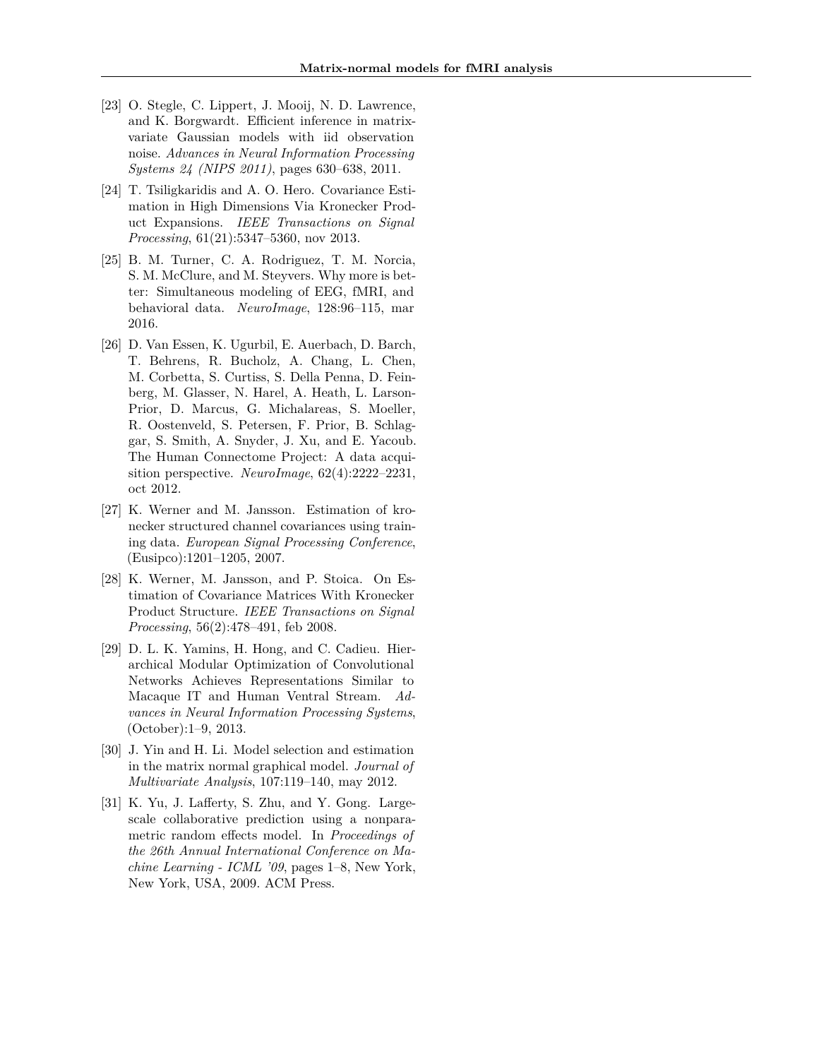[23] O. Stegle, C. Lippert, J. Mooij, N. D. Lawrence, and K. Borgwardt. Efficient inference in matrix-variate Gaussian models with iid observation noise. *Advances in Neural Information Processing Systems 24 (NIPS 2011)*, pages 630–638, 2011.

[24] T. Tsiligkaridis and A. O. Hero. Covariance Estimation in High Dimensions Via Kronecker Product Expansions. *IEEE Transactions on Signal Processing*, 61(21):5347–5360, nov 2013.

[25] B. M. Turner, C. A. Rodriguez, T. M. Norcia, S. M. McClure, and M. Steyvers. Why more is better: Simultaneous modeling of EEG, fMRI, and behavioral data. *NeuroImage*, 128:96–115, mar 2016.

[26] D. Van Essen, K. Ugurbil, E. Auerbach, D. Barch, T. Behrens, R. Bucholz, A. Chang, L. Chen, M. Corbetta, S. Curtiss, S. Della Penna, D. Feinberg, M. Glasser, N. Harel, A. Heath, L. Larson-Prior, D. Marcus, G. Michalareas, S. Moeller, R. Oostenveld, S. Petersen, F. Prior, B. Schlaggar, S. Smith, A. Snyder, J. Xu, and E. Yacoub. The Human Connectome Project: A data acquisition perspective. *NeuroImage*, 62(4):2222–2231, oct 2012.

[27] K. Werner and M. Jansson. Estimation of kronecker structured channel covariances using training data. *European Signal Processing Conference*, (Eusipco):1201–1205, 2007.

[28] K. Werner, M. Jansson, and P. Stoica. On Estimation of Covariance Matrices With Kronecker Product Structure. *IEEE Transactions on Signal Processing*, 56(2):478–491, feb 2008.

[29] D. L. K. Yamins, H. Hong, and C. Cadieu. Hierarchical Modular Optimization of Convolutional Networks Achieves Representations Similar to Macaque IT and Human Ventral Stream. *Advances in Neural Information Processing Systems*, (October):1–9, 2013.

[30] J. Yin and H. Li. Model selection and estimation in the matrix normal graphical model. *Journal of Multivariate Analysis*, 107:119–140, may 2012.

[31] K. Yu, J. Lafferty, S. Zhu, and Y. Gong. Large-scale collaborative prediction using a nonparametric random effects model. In *Proceedings of the 26th Annual International Conference on Machine Learning - ICML '09*, pages 1–8, New York, New York, USA, 2009. ACM Press.